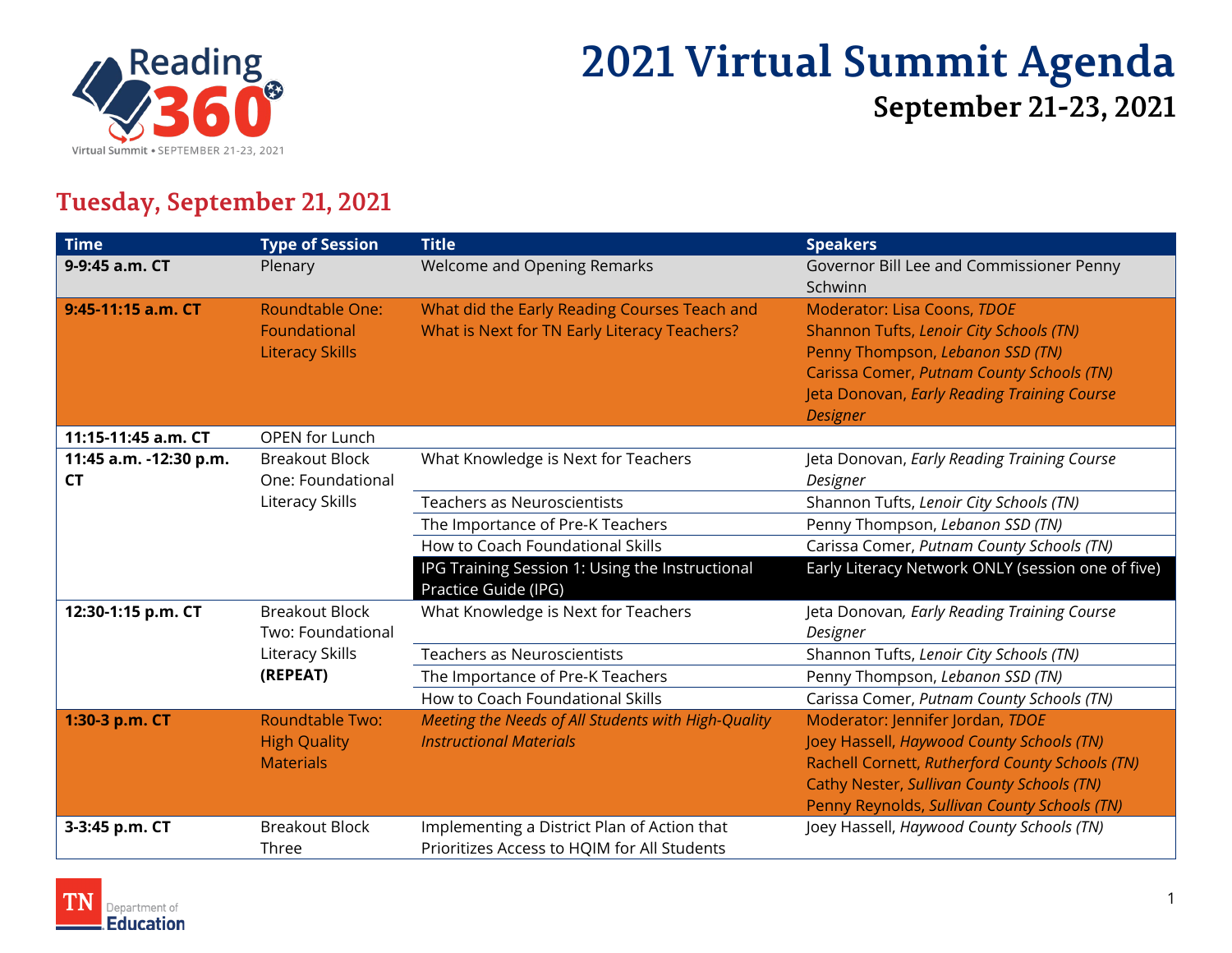Reading 360 Virtual Summit • SEPTEMBER 21-23, 2021

# 2021 Virtual Summit Agenda

## September 21-23, 2021

## Tuesday, September 21, 2021

| Time | Type of Session | Title | Speakers |
|---|---|---|---|
| **9-9:45 a.m. CT** | Plenary | Welcome and Opening Remarks | Governor Bill Lee and Commissioner Penny Schwinn |
| **9:45-11:15 a.m. CT** | Roundtable One: Foundational Literacy Skills | What did the Early Reading Courses Teach and What is Next for TN Early Literacy Teachers? | Moderator: Lisa Coons, *TDOE*<br>Shannon Tufts, *Lenoir City Schools (TN)*<br>Penny Thompson, *Lebanon SSD (TN)*<br>Carissa Comer, *Putnam County Schools (TN)*<br>Jeta Donovan, *Early Reading Training Course Designer* |
| **11:15-11:45 a.m. CT** | OPEN for Lunch | | |
| **11:45 a.m. -12:30 p.m. CT** | Breakout Block One: Foundational Literacy Skills | What Knowledge is Next for Teachers | Jeta Donovan, *Early Reading Training Course Designer* |
| | | Teachers as Neuroscientists | Shannon Tufts, *Lenoir City Schools (TN)* |
| | | The Importance of Pre-K Teachers | Penny Thompson, *Lebanon SSD (TN)* |
| | | How to Coach Foundational Skills | Carissa Comer, *Putnam County Schools (TN)* |
| | | IPG Training Session 1: Using the Instructional Practice Guide (IPG) | Early Literacy Network ONLY (session one of five) |
| **12:30-1:15 p.m. CT** | Breakout Block Two: Foundational Literacy Skills **(REPEAT)** | What Knowledge is Next for Teachers | Jeta Donovan*, Early Reading Training Course Designer* |
| | | Teachers as Neuroscientists | Shannon Tufts, *Lenoir City Schools (TN)* |
| | | The Importance of Pre-K Teachers | Penny Thompson, *Lebanon SSD (TN)* |
| | | How to Coach Foundational Skills | Carissa Comer, *Putnam County Schools (TN)* |
| **1:30-3 p.m. CT** | Roundtable Two: High Quality Materials | *Meeting the Needs of All Students with High-Quality Instructional Materials* | Moderator: Jennifer Jordan, *TDOE*<br>Joey Hassell, *Haywood County Schools (TN)*<br>Rachell Cornett, *Rutherford County Schools (TN)*<br>Cathy Nester, *Sullivan County Schools (TN)*<br>Penny Reynolds, *Sullivan County Schools (TN)* |
| **3-3:45 p.m. CT** | Breakout Block Three | Implementing a District Plan of Action that Prioritizes Access to HQIM for All Students | Joey Hassell, *Haywood County Schools (TN)* |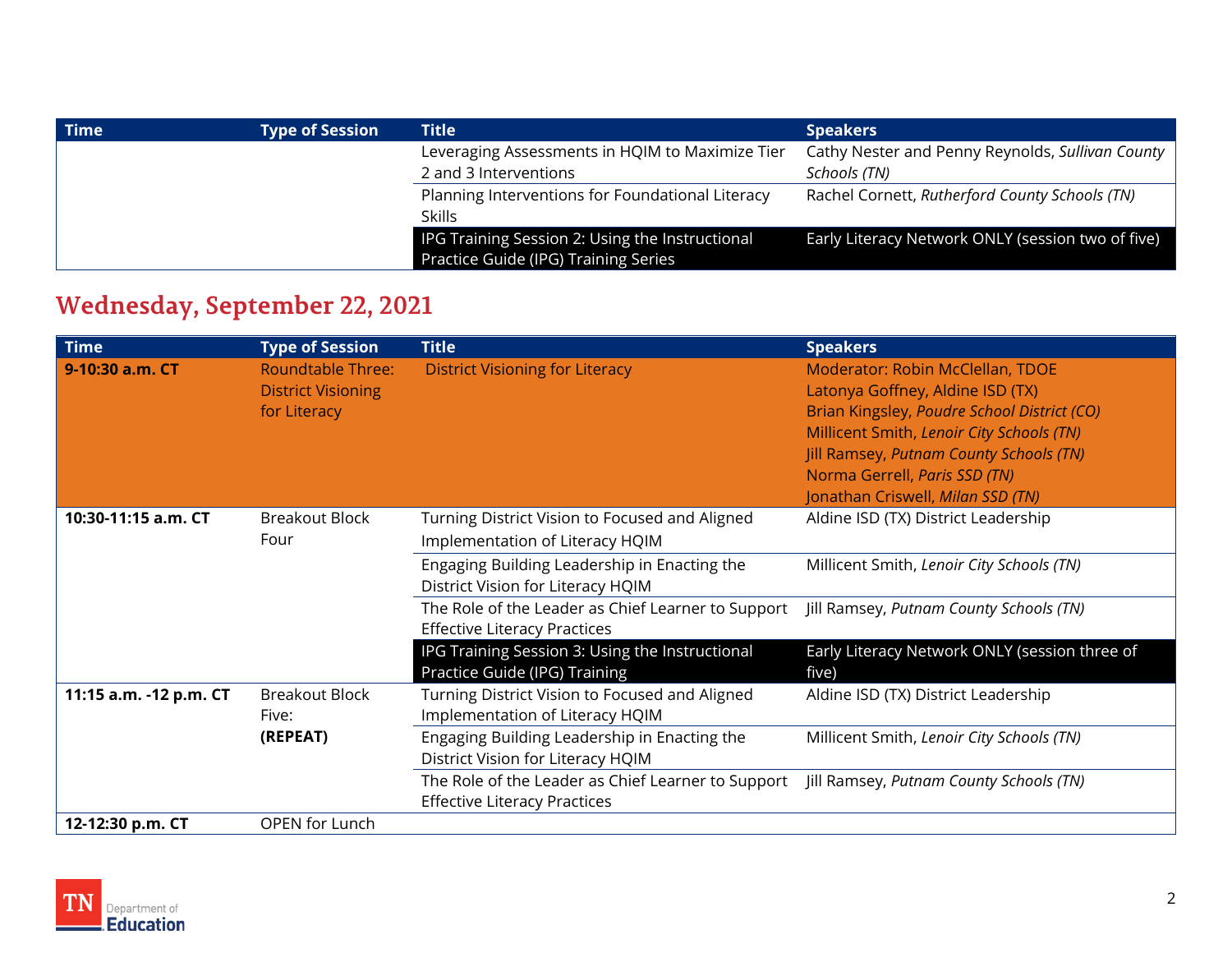| Time | Type of Session | Title | Speakers |
|---|---|---|---|
| | | Leveraging Assessments in HQIM to Maximize Tier 2 and 3 Interventions | Cathy Nester and Penny Reynolds, *Sullivan County Schools (TN)* |
| | | Planning Interventions for Foundational Literacy Skills | Rachel Cornett, *Rutherford County Schools (TN)* |
| | | IPG Training Session 2: Using the Instructional Practice Guide (IPG) Training Series | Early Literacy Network ONLY (session two of five) |

## Wednesday, September 22, 2021

| Time | Type of Session | Title | Speakers |
|---|---|---|---|
| **9-10:30 a.m. CT** | Roundtable Three: District Visioning for Literacy | District Visioning for Literacy | Moderator: Robin McClellan, TDOE<br>Latonya Goffney, Aldine ISD (TX)<br>Brian Kingsley, *Poudre School District (CO)*<br>Millicent Smith, *Lenoir City Schools (TN)*<br>Jill Ramsey, *Putnam County Schools (TN)*<br>Norma Gerrell, *Paris SSD (TN)*<br>Jonathan Criswell, *Milan SSD (TN)* |
| **10:30-11:15 a.m. CT** | Breakout Block Four | Turning District Vision to Focused and Aligned Implementation of Literacy HQIM | Aldine ISD (TX) District Leadership |
| | | Engaging Building Leadership in Enacting the District Vision for Literacy HQIM | Millicent Smith, *Lenoir City Schools (TN)* |
| | | The Role of the Leader as Chief Learner to Support Effective Literacy Practices | Jill Ramsey, *Putnam County Schools (TN)* |
| | | IPG Training Session 3: Using the Instructional Practice Guide (IPG) Training | Early Literacy Network ONLY (session three of five) |
| **11:15 a.m. -12 p.m. CT** | Breakout Block Five: **(REPEAT)** | Turning District Vision to Focused and Aligned Implementation of Literacy HQIM | Aldine ISD (TX) District Leadership |
| | | Engaging Building Leadership in Enacting the District Vision for Literacy HQIM | Millicent Smith, *Lenoir City Schools (TN)* |
| | | The Role of the Leader as Chief Learner to Support Effective Literacy Practices | Jill Ramsey, *Putnam County Schools (TN)* |
| **12-12:30 p.m. CT** | OPEN for Lunch | | |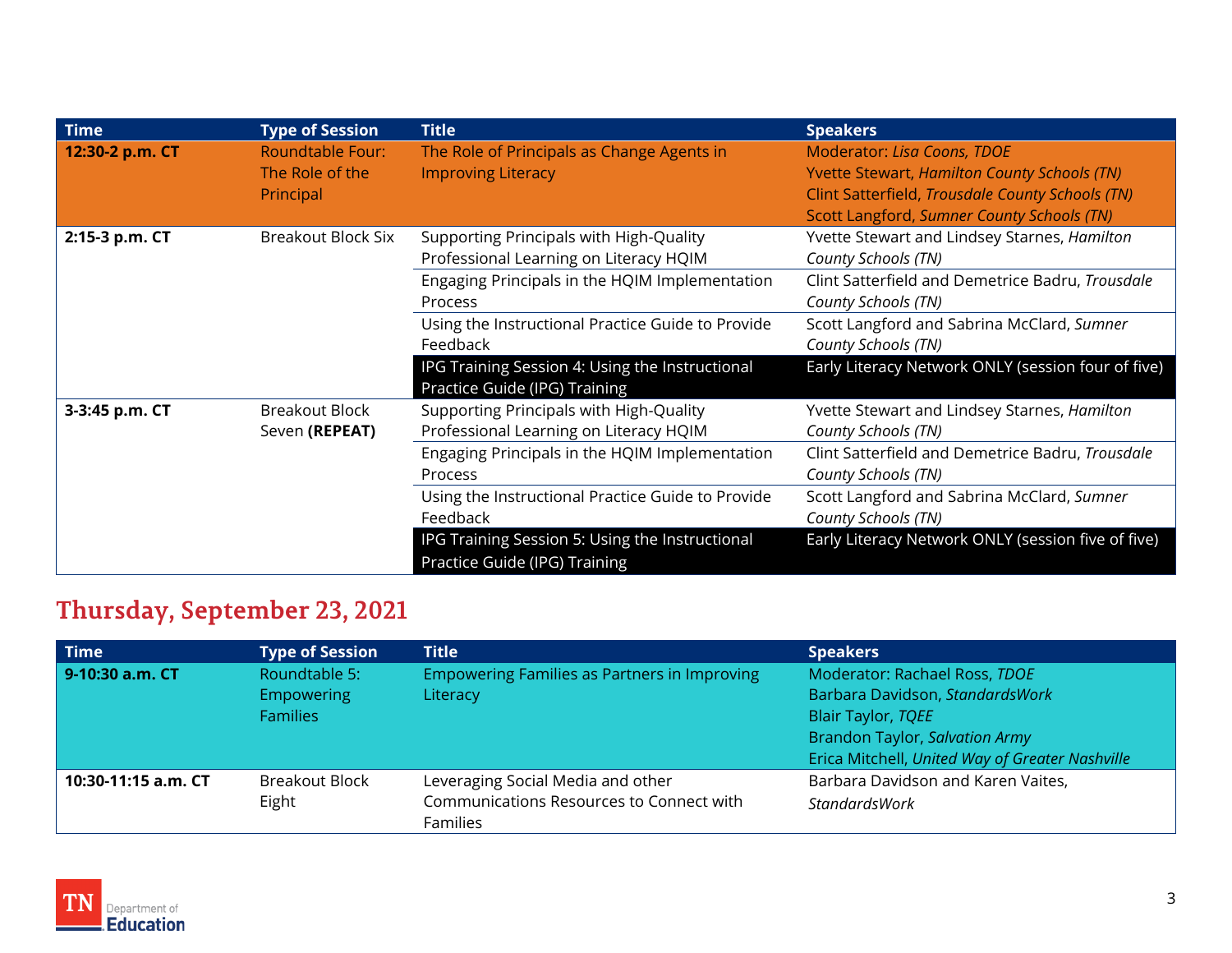| Time | Type of Session | Title | Speakers |
|---|---|---|---|
| **12:30-2 p.m. CT** | Roundtable Four: The Role of the Principal | The Role of Principals as Change Agents in Improving Literacy | Moderator: *Lisa Coons, TDOE*<br>Yvette Stewart, *Hamilton County Schools (TN)*<br>Clint Satterfield, *Trousdale County Schools (TN)*<br>Scott Langford, *Sumner County Schools (TN)* |
| **2:15-3 p.m. CT** | Breakout Block Six | Supporting Principals with High-Quality Professional Learning on Literacy HQIM | Yvette Stewart and Lindsey Starnes, *Hamilton County Schools (TN)* |
| | | Engaging Principals in the HQIM Implementation Process | Clint Satterfield and Demetrice Badru, *Trousdale County Schools (TN)* |
| | | Using the Instructional Practice Guide to Provide Feedback | Scott Langford and Sabrina McClard, *Sumner County Schools (TN)* |
| | | IPG Training Session 4: Using the Instructional Practice Guide (IPG) Training | Early Literacy Network ONLY (session four of five) |
| **3-3:45 p.m. CT** | Breakout Block Seven **(REPEAT)** | Supporting Principals with High-Quality Professional Learning on Literacy HQIM | Yvette Stewart and Lindsey Starnes, *Hamilton County Schools (TN)* |
| | | Engaging Principals in the HQIM Implementation Process | Clint Satterfield and Demetrice Badru, *Trousdale County Schools (TN)* |
| | | Using the Instructional Practice Guide to Provide Feedback | Scott Langford and Sabrina McClard, *Sumner County Schools (TN)* |
| | | IPG Training Session 5: Using the Instructional Practice Guide (IPG) Training | Early Literacy Network ONLY (session five of five) |

## Thursday, September 23, 2021

| Time | Type of Session | Title | Speakers |
|---|---|---|---|
| **9-10:30 a.m. CT** | Roundtable 5: Empowering Families | Empowering Families as Partners in Improving Literacy | Moderator: Rachael Ross, *TDOE*<br>Barbara Davidson, *StandardsWork*<br>Blair Taylor, *TQEE*<br>Brandon Taylor, *Salvation Army*<br>Erica Mitchell, *United Way of Greater Nashville* |
| **10:30-11:15 a.m. CT** | Breakout Block Eight | Leveraging Social Media and other Communications Resources to Connect with Families | Barbara Davidson and Karen Vaites, *StandardsWork* |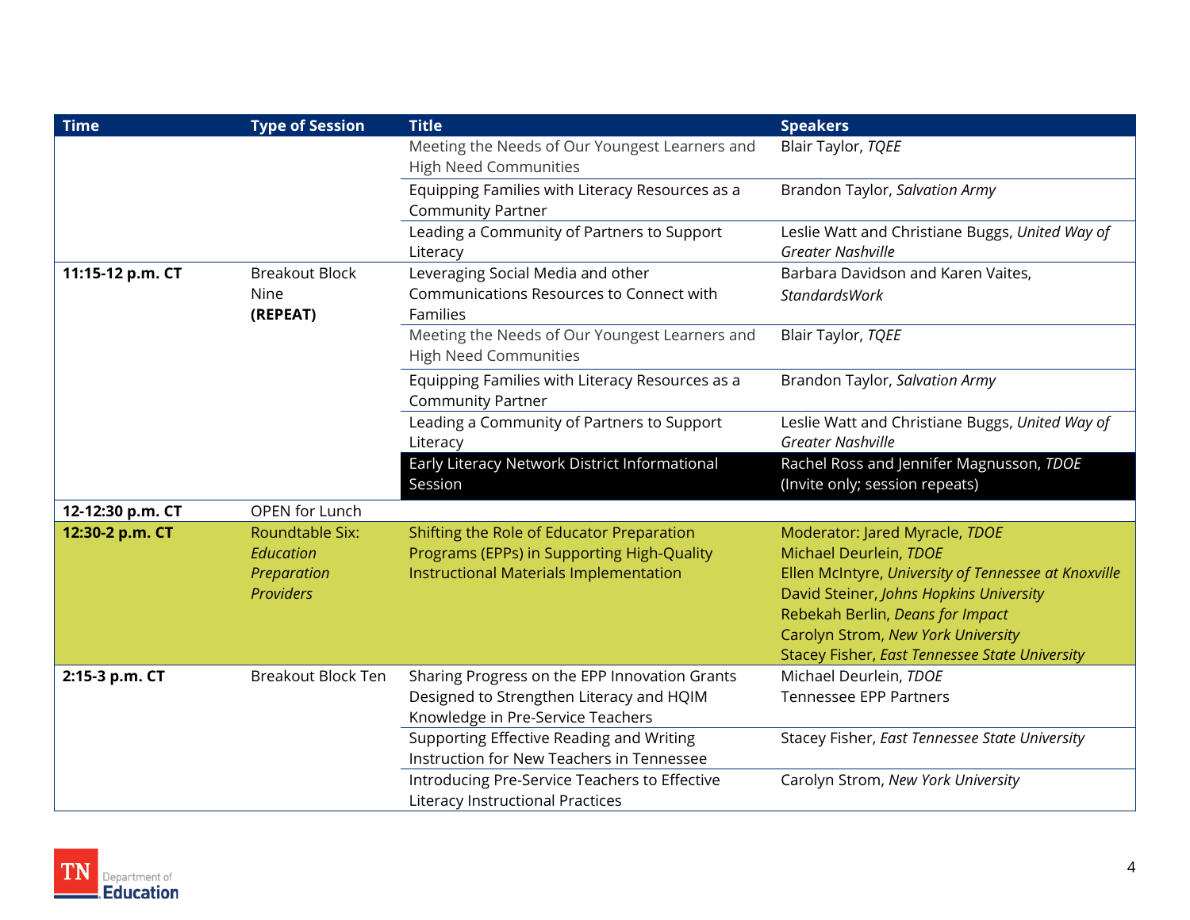| Time | Type of Session | Title | Speakers |
| --- | --- | --- | --- |
| | | Meeting the Needs of Our Youngest Learners and High Need Communities | Blair Taylor, *TQEE* |
| | | Equipping Families with Literacy Resources as a Community Partner | Brandon Taylor, *Salvation Army* |
| | | Leading a Community of Partners to Support Literacy | Leslie Watt and Christiane Buggs, *United Way of Greater Nashville* |
| **11:15-12 p.m. CT** | Breakout Block Nine **(REPEAT)** | Leveraging Social Media and other Communications Resources to Connect with Families | Barbara Davidson and Karen Vaites, *StandardsWork* |
| | | Meeting the Needs of Our Youngest Learners and High Need Communities | Blair Taylor, *TQEE* |
| | | Equipping Families with Literacy Resources as a Community Partner | Brandon Taylor, *Salvation Army* |
| | | Leading a Community of Partners to Support Literacy | Leslie Watt and Christiane Buggs, *United Way of Greater Nashville* |
| | | Early Literacy Network District Informational Session | Rachel Ross and Jennifer Magnusson, *TDOE* (Invite only; session repeats) |
| **12-12:30 p.m. CT** | OPEN for Lunch | | |
| **12:30-2 p.m. CT** | Roundtable Six: *Education Preparation Providers* | Shifting the Role of Educator Preparation Programs (EPPs) in Supporting High-Quality Instructional Materials Implementation | Moderator: Jared Myracle, *TDOE*<br>Michael Deurlein, *TDOE*<br>Ellen McIntyre, *University of Tennessee at Knoxville*<br>David Steiner, *Johns Hopkins University*<br>Rebekah Berlin, *Deans for Impact*<br>Carolyn Strom, *New York University*<br>Stacey Fisher, *East Tennessee State University* |
| **2:15-3 p.m. CT** | Breakout Block Ten | Sharing Progress on the EPP Innovation Grants Designed to Strengthen Literacy and HQIM Knowledge in Pre-Service Teachers | Michael Deurlein, *TDOE*<br>Tennessee EPP Partners |
| | | Supporting Effective Reading and Writing Instruction for New Teachers in Tennessee | Stacey Fisher, *East Tennessee State University* |
| | | Introducing Pre-Service Teachers to Effective Literacy Instructional Practices | Carolyn Strom, *New York University* |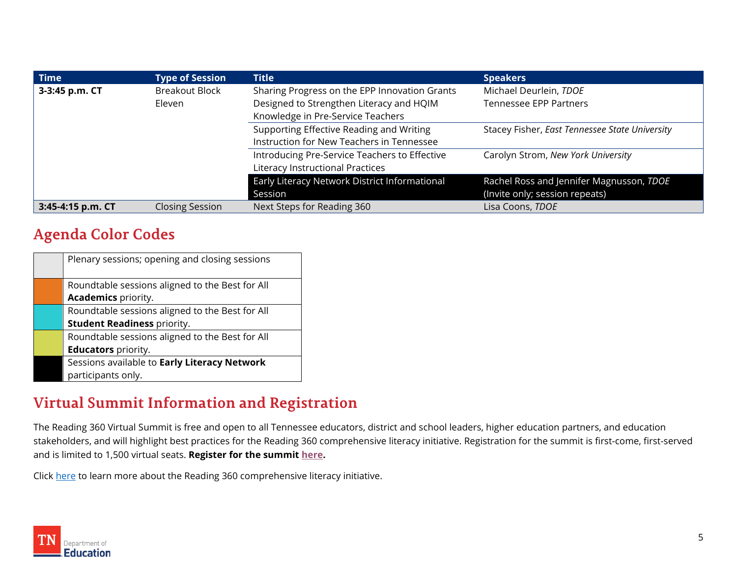| Time | Type of Session | Title | Speakers |
| --- | --- | --- | --- |
| **3-3:45 p.m. CT** | Breakout Block Eleven | Sharing Progress on the EPP Innovation Grants Designed to Strengthen Literacy and HQIM Knowledge in Pre-Service Teachers | Michael Deurlein, *TDOE*<br>Tennessee EPP Partners |
| | | Supporting Effective Reading and Writing Instruction for New Teachers in Tennessee | Stacey Fisher, *East Tennessee State University* |
| | | Introducing Pre-Service Teachers to Effective Literacy Instructional Practices | Carolyn Strom, *New York University* |
| | | Early Literacy Network District Informational Session | Rachel Ross and Jennifer Magnusson, *TDOE*<br>(Invite only; session repeats) |
| **3:45-4:15 p.m. CT** | Closing Session | Next Steps for Reading 360 | Lisa Coons, *TDOE* |

## Agenda Color Codes

| | |
| --- | --- |
| (light gray) | Plenary sessions; opening and closing sessions |
| (orange) | Roundtable sessions aligned to the Best for All **Academics** priority. |
| (teal) | Roundtable sessions aligned to the Best for All **Student Readiness** priority. |
| (yellow-green) | Roundtable sessions aligned to the Best for All **Educators** priority. |
| (black) | Sessions available to **Early Literacy Network** participants only. |

## Virtual Summit Information and Registration

The Reading 360 Virtual Summit is free and open to all Tennessee educators, district and school leaders, higher education partners, and education stakeholders, and will highlight best practices for the Reading 360 comprehensive literacy initiative. Registration for the summit is first-come, first-served and is limited to 1,500 virtual seats. **Register for the summit here.**

Click here to learn more about the Reading 360 comprehensive literacy initiative.